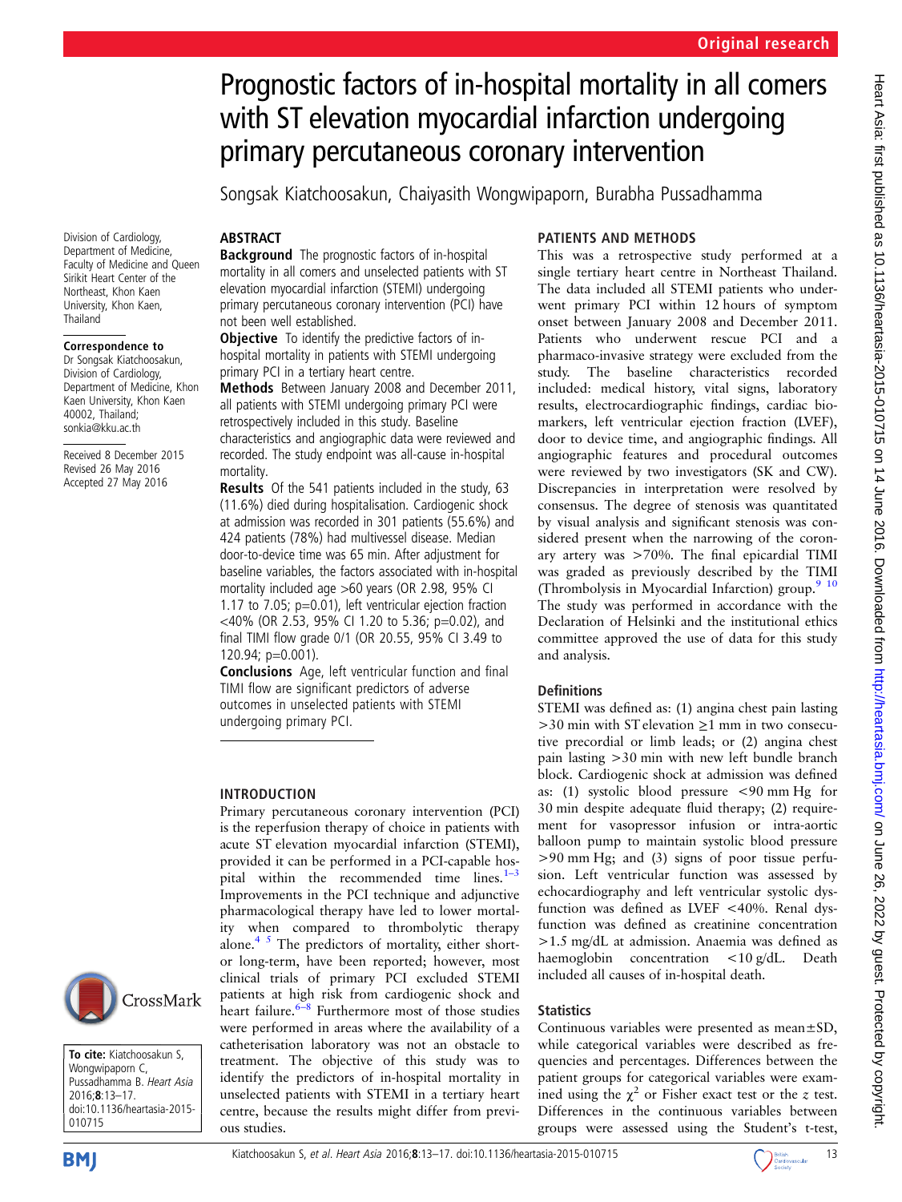Original research

# Prognostic factors of in-hospital mortality in all comers with ST elevation myocardial infarction undergoing primary percutaneous coronary intervention

Songsak Kiatchoosakun, Chaiyasith Wongwipaporn, Burabha Pussadhamma

Division of Cardiology, Department of Medicine, Faculty of Medicine and Queen Sirikit Heart Center of the Northeast, Khon Kaen University, Khon Kaen, Thailand

**Correspondence to**
Dr Songsak Kiatchoosakun, Division of Cardiology, Department of Medicine, Khon Kaen University, Khon Kaen 40002, Thailand; sonkia@kku.ac.th

Received 8 December 2015
Revised 26 May 2016
Accepted 27 May 2016

**To cite:** Kiatchoosakun S, Wongwipaporn C, Pussadhamma B. *Heart Asia* 2016;**8**:13–17. doi:10.1136/heartasia-2015-010715

## ABSTRACT

**Background** The prognostic factors of in-hospital mortality in all comers and unselected patients with ST elevation myocardial infarction (STEMI) undergoing primary percutaneous coronary intervention (PCI) have not been well established.

**Objective** To identify the predictive factors of in-hospital mortality in patients with STEMI undergoing primary PCI in a tertiary heart centre.

**Methods** Between January 2008 and December 2011, all patients with STEMI undergoing primary PCI were retrospectively included in this study. Baseline characteristics and angiographic data were reviewed and recorded. The study endpoint was all-cause in-hospital mortality.

**Results** Of the 541 patients included in the study, 63 (11.6%) died during hospitalisation. Cardiogenic shock at admission was recorded in 301 patients (55.6%) and 424 patients (78%) had multivessel disease. Median door-to-device time was 65 min. After adjustment for baseline variables, the factors associated with in-hospital mortality included age >60 years (OR 2.98, 95% CI 1.17 to 7.05; p=0.01), left ventricular ejection fraction <40% (OR 2.53, 95% CI 1.20 to 5.36; p=0.02), and final TIMI flow grade 0/1 (OR 20.55, 95% CI 3.49 to 120.94; p=0.001).

**Conclusions** Age, left ventricular function and final TIMI flow are significant predictors of adverse outcomes in unselected patients with STEMI undergoing primary PCI.

## INTRODUCTION

Primary percutaneous coronary intervention (PCI) is the reperfusion therapy of choice in patients with acute ST elevation myocardial infarction (STEMI), provided it can be performed in a PCI-capable hospital within the recommended time lines.[1–3] Improvements in the PCI technique and adjunctive pharmacological therapy have led to lower mortality when compared to thrombolytic therapy alone.[4,5] The predictors of mortality, either short- or long-term, have been reported; however, most clinical trials of primary PCI excluded STEMI patients at high risk from cardiogenic shock and heart failure.[6–8] Furthermore most of those studies were performed in areas where the availability of a catheterisation laboratory was not an obstacle to treatment. The objective of this study was to identify the predictors of in-hospital mortality in unselected patients with STEMI in a tertiary heart centre, because the results might differ from previous studies.

## PATIENTS AND METHODS

This was a retrospective study performed at a single tertiary heart centre in Northeast Thailand. The data included all STEMI patients who underwent primary PCI within 12 hours of symptom onset between January 2008 and December 2011. Patients who underwent rescue PCI and a pharmaco-invasive strategy were excluded from the study. The baseline characteristics recorded included: medical history, vital signs, laboratory results, electrocardiographic findings, cardiac biomarkers, left ventricular ejection fraction (LVEF), door to device time, and angiographic findings. All angiographic features and procedural outcomes were reviewed by two investigators (SK and CW). Discrepancies in interpretation were resolved by consensus. The degree of stenosis was quantitated by visual analysis and significant stenosis was considered present when the narrowing of the coronary artery was >70%. The final epicardial TIMI was graded as previously described by the TIMI (Thrombolysis in Myocardial Infarction) group.[9,10] The study was performed in accordance with the Declaration of Helsinki and the institutional ethics committee approved the use of data for this study and analysis.

### Definitions

STEMI was defined as: (1) angina chest pain lasting >30 min with ST elevation ≥1 mm in two consecutive precordial or limb leads; or (2) angina chest pain lasting >30 min with new left bundle branch block. Cardiogenic shock at admission was defined as: (1) systolic blood pressure <90 mm Hg for 30 min despite adequate fluid therapy; (2) requirement for vasopressor infusion or intra-aortic balloon pump to maintain systolic blood pressure >90 mm Hg; and (3) signs of poor tissue perfusion. Left ventricular function was assessed by echocardiography and left ventricular systolic dysfunction was defined as LVEF <40%. Renal dysfunction was defined as creatinine concentration >1.5 mg/dL at admission. Anaemia was defined as haemoglobin concentration <10 g/dL. Death included all causes of in-hospital death.

### Statistics

Continuous variables were presented as mean±SD, while categorical variables were described as frequencies and percentages. Differences between the patient groups for categorical variables were examined using the $\chi^2$ or Fisher exact test or the $z$ test. Differences in the continuous variables between groups were assessed using the Student's t-test,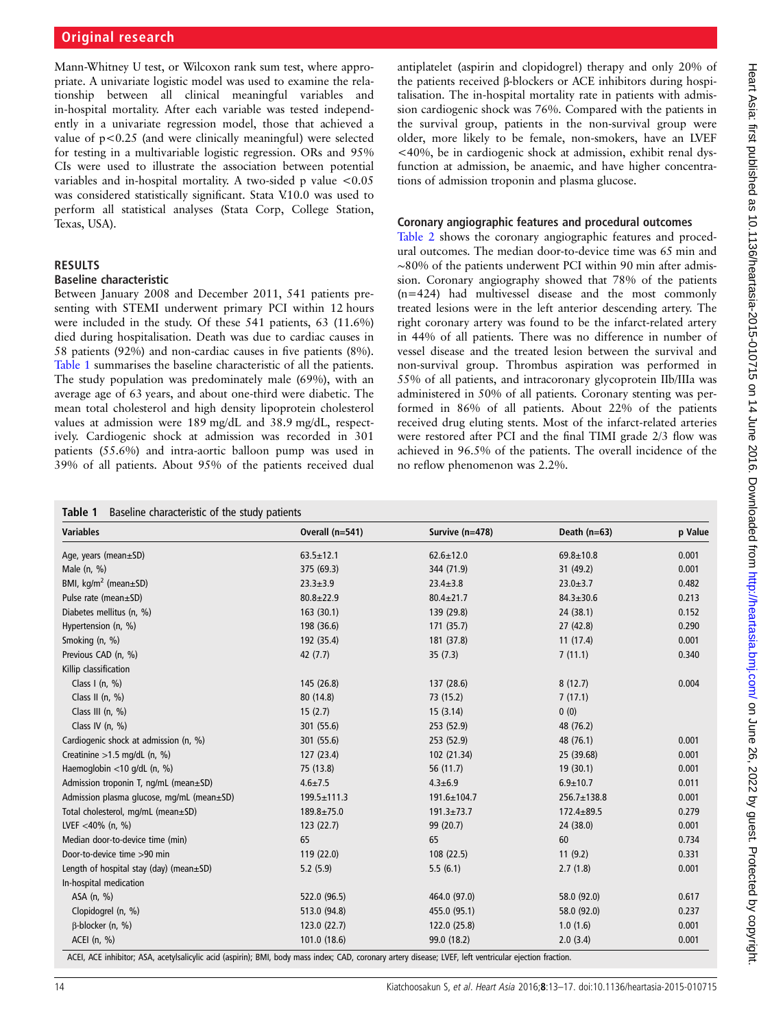Mann-Whitney U test, or Wilcoxon rank sum test, where appropriate. A univariate logistic model was used to examine the relationship between all clinical meaningful variables and in-hospital mortality. After each variable was tested independently in a univariate regression model, those that achieved a value of $p<0.25$ (and were clinically meaningful) were selected for testing in a multivariable logistic regression. ORs and 95% CIs were used to illustrate the association between potential variables and in-hospital mortality. A two-sided p value $<0.05$ was considered statistically significant. Stata V.10.0 was used to perform all statistical analyses (Stata Corp, College Station, Texas, USA).

## RESULTS

### Baseline characteristic

Between January 2008 and December 2011, 541 patients presenting with STEMI underwent primary PCI within 12 hours were included in the study. Of these 541 patients, 63 (11.6%) died during hospitalisation. Death was due to cardiac causes in 58 patients (92%) and non-cardiac causes in five patients (8%). Table 1 summarises the baseline characteristic of all the patients. The study population was predominately male (69%), with an average age of 63 years, and about one-third were diabetic. The mean total cholesterol and high density lipoprotein cholesterol values at admission were 189 mg/dL and 38.9 mg/dL, respectively. Cardiogenic shock at admission was recorded in 301 patients (55.6%) and intra-aortic balloon pump was used in 39% of all patients. About 95% of the patients received dual antiplatelet (aspirin and clopidogrel) therapy and only 20% of the patients received β-blockers or ACE inhibitors during hospitalisation. The in-hospital mortality rate in patients with admission cardiogenic shock was 76%. Compared with the patients in the survival group, patients in the non-survival group were older, more likely to be female, non-smokers, have an LVEF <40%, be in cardiogenic shock at admission, exhibit renal dysfunction at admission, be anaemic, and have higher concentrations of admission troponin and plasma glucose.

### Coronary angiographic features and procedural outcomes

Table 2 shows the coronary angiographic features and procedural outcomes. The median door-to-device time was 65 min and ~80% of the patients underwent PCI within 90 min after admission. Coronary angiography showed that 78% of the patients (n=424) had multivessel disease and the most commonly treated lesions were in the left anterior descending artery. The right coronary artery was found to be the infarct-related artery in 44% of all patients. There was no difference in number of vessel disease and the treated lesion between the survival and non-survival group. Thrombus aspiration was performed in 55% of all patients, and intracoronary glycoprotein IIb/IIIa was administered in 50% of all patients. Coronary stenting was performed in 86% of all patients. About 22% of the patients received drug eluting stents. Most of the infarct-related arteries were restored after PCI and the final TIMI grade 2/3 flow was achieved in 96.5% of the patients. The overall incidence of the no reflow phenomenon was 2.2%.

**Table 1** Baseline characteristic of the study patients

| Variables | Overall (n=541) | Survive (n=478) | Death (n=63) | p Value |
|---|---|---|---|---|
| Age, years (mean±SD) | 63.5±12.1 | 62.6±12.0 | 69.8±10.8 | 0.001 |
| Male (n, %) | 375 (69.3) | 344 (71.9) | 31 (49.2) | 0.001 |
| BMI, kg/m$^2$ (mean±SD) | 23.3±3.9 | 23.4±3.8 | 23.0±3.7 | 0.482 |
| Pulse rate (mean±SD) | 80.8±22.9 | 80.4±21.7 | 84.3±30.6 | 0.213 |
| Diabetes mellitus (n, %) | 163 (30.1) | 139 (29.8) | 24 (38.1) | 0.152 |
| Hypertension (n, %) | 198 (36.6) | 171 (35.7) | 27 (42.8) | 0.290 |
| Smoking (n, %) | 192 (35.4) | 181 (37.8) | 11 (17.4) | 0.001 |
| Previous CAD (n, %) | 42 (7.7) | 35 (7.3) | 7 (11.1) | 0.340 |
| Killip classification | | | | |
| Class I (n, %) | 145 (26.8) | 137 (28.6) | 8 (12.7) | 0.004 |
| Class II (n, %) | 80 (14.8) | 73 (15.2) | 7 (17.1) | |
| Class III (n, %) | 15 (2.7) | 15 (3.14) | 0 (0) | |
| Class IV (n, %) | 301 (55.6) | 253 (52.9) | 48 (76.2) | |
| Cardiogenic shock at admission (n, %) | 301 (55.6) | 253 (52.9) | 48 (76.1) | 0.001 |
| Creatinine >1.5 mg/dL (n, %) | 127 (23.4) | 102 (21.34) | 25 (39.68) | 0.001 |
| Haemoglobin <10 g/dL (n, %) | 75 (13.8) | 56 (11.7) | 19 (30.1) | 0.001 |
| Admission troponin T, ng/mL (mean±SD) | 4.6±7.5 | 4.3±6.9 | 6.9±10.7 | 0.011 |
| Admission plasma glucose, mg/mL (mean±SD) | 199.5±111.3 | 191.6±104.7 | 256.7±138.8 | 0.001 |
| Total cholesterol, mg/mL (mean±SD) | 189.8±75.0 | 191.3±73.7 | 172.4±89.5 | 0.279 |
| LVEF <40% (n, %) | 123 (22.7) | 99 (20.7) | 24 (38.0) | 0.001 |
| Median door-to-device time (min) | 65 | 65 | 60 | 0.734 |
| Door-to-device time >90 min | 119 (22.0) | 108 (22.5) | 11 (9.2) | 0.331 |
| Length of hospital stay (day) (mean±SD) | 5.2 (5.9) | 5.5 (6.1) | 2.7 (1.8) | 0.001 |
| In-hospital medication | | | | |
| ASA (n, %) | 522.0 (96.5) | 464.0 (97.0) | 58.0 (92.0) | 0.617 |
| Clopidogrel (n, %) | 513.0 (94.8) | 455.0 (95.1) | 58.0 (92.0) | 0.237 |
| β-blocker (n, %) | 123.0 (22.7) | 122.0 (25.8) | 1.0 (1.6) | 0.001 |
| ACEI (n, %) | 101.0 (18.6) | 99.0 (18.2) | 2.0 (3.4) | 0.001 |

ACEI, ACE inhibitor; ASA, acetylsalicylic acid (aspirin); BMI, body mass index; CAD, coronary artery disease; LVEF, left ventricular ejection fraction.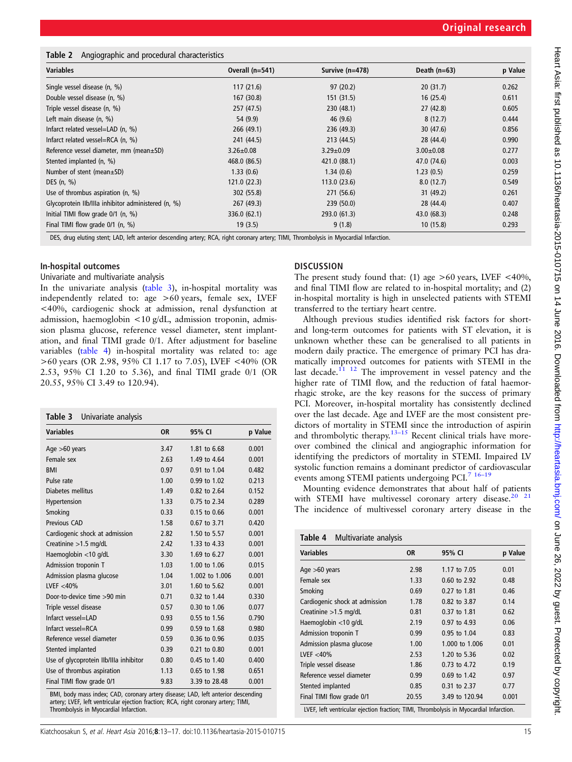**Table 2** Angiographic and procedural characteristics

| Variables | Overall (n=541) | Survive (n=478) | Death (n=63) | p Value |
|---|---|---|---|---|
| Single vessel disease (n, %) | 117 (21.6) | 97 (20.2) | 20 (31.7) | 0.262 |
| Double vessel disease (n, %) | 167 (30.8) | 151 (31.5) | 16 (25.4) | 0.611 |
| Triple vessel disease (n, %) | 257 (47.5) | 230 (48.1) | 27 (42.8) | 0.605 |
| Left main disease (n, %) | 54 (9.9) | 46 (9.6) | 8 (12.7) | 0.444 |
| Infarct related vessel=LAD (n, %) | 266 (49.1) | 236 (49.3) | 30 (47.6) | 0.856 |
| Infarct related vessel=RCA (n, %) | 241 (44.5) | 213 (44.5) | 28 (44.4) | 0.990 |
| Reference vessel diameter, mm (mean±SD) | 3.26±0.08 | 3.29±0.09 | 3.00±0.08 | 0.277 |
| Stented implanted (n, %) | 468.0 (86.5) | 421.0 (88.1) | 47.0 (74.6) | 0.003 |
| Number of stent (mean±SD) | 1.33 (0.6) | 1.34 (0.6) | 1.23 (0.5) | 0.259 |
| DES (n, %) | 121.0 (22.3) | 113.0 (23.6) | 8.0 (12.7) | 0.549 |
| Use of thrombus aspiration (n, %) | 302 (55.8) | 271 (56.6) | 31 (49.2) | 0.261 |
| Glycoprotein IIb/IIIa inhibitor administered (n, %) | 267 (49.3) | 239 (50.0) | 28 (44.4) | 0.407 |
| Initial TIMI flow grade 0/1 (n, %) | 336.0 (62.1) | 293.0 (61.3) | 43.0 (68.3) | 0.248 |
| Final TIMI flow grade 0/1 (n, %) | 19 (3.5) | 9 (1.8) | 10 (15.8) | 0.293 |

DES, drug eluting stent; LAD, left anterior descending artery; RCA, right coronary artery; TIMI, Thrombolysis in Myocardial Infarction.

### In-hospital outcomes

Univariate and multivariate analysis

In the univariate analysis (table 3), in-hospital mortality was independently related to: age >60 years, female sex, LVEF <40%, cardiogenic shock at admission, renal dysfunction at admission, haemoglobin <10 g/dL, admission troponin, admission plasma glucose, reference vessel diameter, stent implantation, and final TIMI grade 0/1. After adjustment for baseline variables (table 4) in-hospital mortality was related to: age >60 years (OR 2.98, 95% CI 1.17 to 7.05), LVEF <40% (OR 2.53, 95% CI 1.20 to 5.36), and final TIMI grade 0/1 (OR 20.55, 95% CI 3.49 to 120.94).

**Table 3** Univariate analysis

| Variables | OR | 95% CI | p Value |
|---|---|---|---|
| Age >60 years | 3.47 | 1.81 to 6.68 | 0.001 |
| Female sex | 2.63 | 1.49 to 4.64 | 0.001 |
| BMI | 0.97 | 0.91 to 1.04 | 0.482 |
| Pulse rate | 1.00 | 0.99 to 1.02 | 0.213 |
| Diabetes mellitus | 1.49 | 0.82 to 2.64 | 0.152 |
| Hypertension | 1.33 | 0.75 to 2.34 | 0.289 |
| Smoking | 0.33 | 0.15 to 0.66 | 0.001 |
| Previous CAD | 1.58 | 0.67 to 3.71 | 0.420 |
| Cardiogenic shock at admission | 2.82 | 1.50 to 5.57 | 0.001 |
| Creatinine >1.5 mg/dL | 2.42 | 1.33 to 4.33 | 0.001 |
| Haemoglobin <10 g/dL | 3.30 | 1.69 to 6.27 | 0.001 |
| Admission troponin T | 1.03 | 1.00 to 1.06 | 0.015 |
| Admission plasma glucose | 1.04 | 1.002 to 1.006 | 0.001 |
| LVEF <40% | 3.01 | 1.60 to 5.62 | 0.001 |
| Door-to-device time >90 min | 0.71 | 0.32 to 1.44 | 0.330 |
| Triple vessel disease | 0.57 | 0.30 to 1.06 | 0.077 |
| Infarct vessel=LAD | 0.93 | 0.55 to 1.56 | 0.790 |
| Infarct vessel=RCA | 0.99 | 0.59 to 1.68 | 0.980 |
| Reference vessel diameter | 0.59 | 0.36 to 0.96 | 0.035 |
| Stented implanted | 0.39 | 0.21 to 0.80 | 0.001 |
| Use of glycoprotein IIb/IIIa inhibitor | 0.80 | 0.45 to 1.40 | 0.400 |
| Use of thrombus aspiration | 1.13 | 0.65 to 1.98 | 0.651 |
| Final TIMI flow grade 0/1 | 9.83 | 3.39 to 28.48 | 0.001 |

BMI, body mass index; CAD, coronary artery disease; LAD, left anterior descending artery; LVEF, left ventricular ejection fraction; RCA, right coronary artery; TIMI, Thrombolysis in Myocardial Infarction.

## DISCUSSION

The present study found that: (1) age >60 years, LVEF <40%, and final TIMI flow are related to in-hospital mortality; and (2) in-hospital mortality is high in unselected patients with STEMI transferred to the tertiary heart centre.

Although previous studies identified risk factors for short- and long-term outcomes for patients with ST elevation, it is unknown whether these can be generalised to all patients in modern daily practice. The emergence of primary PCI has dramatically improved outcomes for patients with STEMI in the last decade.[11 12] The improvement in vessel patency and the higher rate of TIMI flow, and the reduction of fatal haemorrhagic stroke, are the key reasons for the success of primary PCI. Moreover, in-hospital mortality has consistently declined over the last decade. Age and LVEF are the most consistent predictors of mortality in STEMI since the introduction of aspirin and thrombolytic therapy.[13–15] Recent clinical trials have moreover combined the clinical and angiographic information for identifying the predictors of mortality in STEMI. Impaired LV systolic function remains a dominant predictor of cardiovascular events among STEMI patients undergoing PCI.[7 16–19]

Mounting evidence demonstrates that about half of patients with STEMI have multivessel coronary artery disease.[20 21] The incidence of multivessel coronary artery disease in the

**Table 4** Multivariate analysis

| Variables | OR | 95% CI | p Value |
|---|---|---|---|
| Age >60 years | 2.98 | 1.17 to 7.05 | 0.01 |
| Female sex | 1.33 | 0.60 to 2.92 | 0.48 |
| Smoking | 0.69 | 0.27 to 1.81 | 0.46 |
| Cardiogenic shock at admission | 1.78 | 0.82 to 3.87 | 0.14 |
| Creatinine >1.5 mg/dL | 0.81 | 0.37 to 1.81 | 0.62 |
| Haemoglobin <10 g/dL | 2.19 | 0.97 to 4.93 | 0.06 |
| Admission troponin T | 0.99 | 0.95 to 1.04 | 0.83 |
| Admission plasma glucose | 1.00 | 1.000 to 1.006 | 0.01 |
| LVEF <40% | 2.53 | 1.20 to 5.36 | 0.02 |
| Triple vessel disease | 1.86 | 0.73 to 4.72 | 0.19 |
| Reference vessel diameter | 0.99 | 0.69 to 1.42 | 0.97 |
| Stented implanted | 0.85 | 0.31 to 2.37 | 0.77 |
| Final TIMI flow grade 0/1 | 20.55 | 3.49 to 120.94 | 0.001 |

LVEF, left ventricular ejection fraction; TIMI, Thrombolysis in Myocardial Infarction.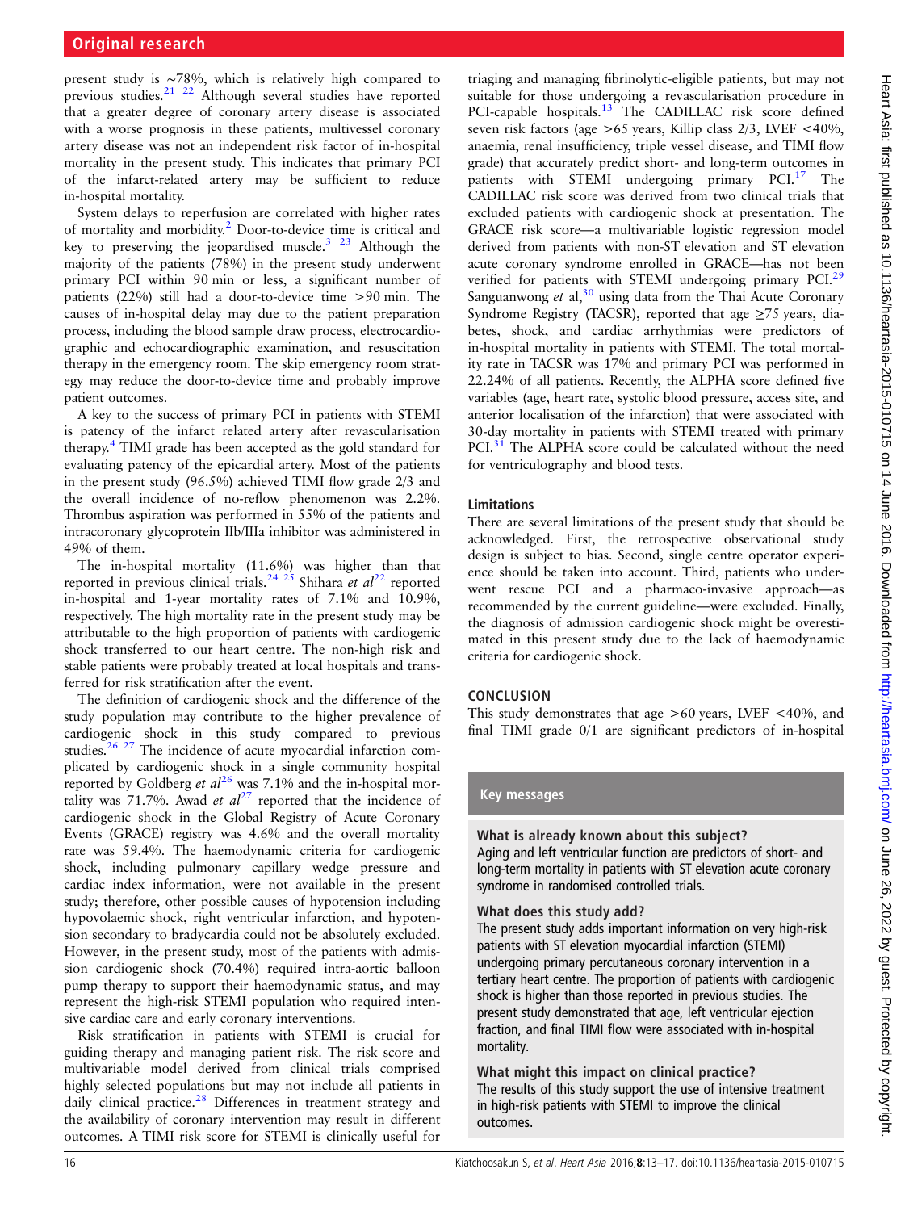present study is ~78%, which is relatively high compared to previous studies.[21 22] Although several studies have reported that a greater degree of coronary artery disease is associated with a worse prognosis in these patients, multivessel coronary artery disease was not an independent risk factor of in-hospital mortality in the present study. This indicates that primary PCI of the infarct-related artery may be sufficient to reduce in-hospital mortality.

System delays to reperfusion are correlated with higher rates of mortality and morbidity.[2] Door-to-device time is critical and key to preserving the jeopardised muscle.[3 23] Although the majority of the patients (78%) in the present study underwent primary PCI within 90 min or less, a significant number of patients (22%) still had a door-to-device time >90 min. The causes of in-hospital delay may due to the patient preparation process, including the blood sample draw process, electrocardiographic and echocardiographic examination, and resuscitation therapy in the emergency room. The skip emergency room strategy may reduce the door-to-device time and probably improve patient outcomes.

A key to the success of primary PCI in patients with STEMI is patency of the infarct related artery after revascularisation therapy.[4] TIMI grade has been accepted as the gold standard for evaluating patency of the epicardial artery. Most of the patients in the present study (96.5%) achieved TIMI flow grade 2/3 and the overall incidence of no-reflow phenomenon was 2.2%. Thrombus aspiration was performed in 55% of the patients and intracoronary glycoprotein IIb/IIIa inhibitor was administered in 49% of them.

The in-hospital mortality (11.6%) was higher than that reported in previous clinical trials.[24 25] Shihara *et al*[22] reported in-hospital and 1-year mortality rates of 7.1% and 10.9%, respectively. The high mortality rate in the present study may be attributable to the high proportion of patients with cardiogenic shock transferred to our heart centre. The non-high risk and stable patients were probably treated at local hospitals and transferred for risk stratification after the event.

The definition of cardiogenic shock and the difference of the study population may contribute to the higher prevalence of cardiogenic shock in this study compared to previous studies.[26 27] The incidence of acute myocardial infarction complicated by cardiogenic shock in a single community hospital reported by Goldberg *et al*[26] was 7.1% and the in-hospital mortality was 71.7%. Awad *et al*[27] reported that the incidence of cardiogenic shock in the Global Registry of Acute Coronary Events (GRACE) registry was 4.6% and the overall mortality rate was 59.4%. The haemodynamic criteria for cardiogenic shock, including pulmonary capillary wedge pressure and cardiac index information, were not available in the present study; therefore, other possible causes of hypotension including hypovolaemic shock, right ventricular infarction, and hypotension secondary to bradycardia could not be absolutely excluded. However, in the present study, most of the patients with admission cardiogenic shock (70.4%) required intra-aortic balloon pump therapy to support their haemodynamic status, and may represent the high-risk STEMI population who required intensive cardiac care and early coronary interventions.

Risk stratification in patients with STEMI is crucial for guiding therapy and managing patient risk. The risk score and multivariable model derived from clinical trials comprised highly selected populations but may not include all patients in daily clinical practice.[28] Differences in treatment strategy and the availability of coronary intervention may result in different outcomes. A TIMI risk score for STEMI is clinically useful for triaging and managing fibrinolytic-eligible patients, but may not suitable for those undergoing a revascularisation procedure in PCI-capable hospitals.[13] The CADILLAC risk score defined seven risk factors (age >65 years, Killip class 2/3, LVEF <40%, anaemia, renal insufficiency, triple vessel disease, and TIMI flow grade) that accurately predict short- and long-term outcomes in patients with STEMI undergoing primary PCI.[17] The CADILLAC risk score was derived from two clinical trials that excluded patients with cardiogenic shock at presentation. The GRACE risk score—a multivariable logistic regression model derived from patients with non-ST elevation and ST elevation acute coronary syndrome enrolled in GRACE—has not been verified for patients with STEMI undergoing primary PCI.[29] Sanguanwong *et al*,[30] using data from the Thai Acute Coronary Syndrome Registry (TACSR), reported that age ≥75 years, diabetes, shock, and cardiac arrhythmias were predictors of in-hospital mortality in patients with STEMI. The total mortality rate in TACSR was 17% and primary PCI was performed in 22.24% of all patients. Recently, the ALPHA score defined five variables (age, heart rate, systolic blood pressure, access site, and anterior localisation of the infarction) that were associated with 30-day mortality in patients with STEMI treated with primary PCI.[31] The ALPHA score could be calculated without the need for ventriculography and blood tests.

## Limitations

There are several limitations of the present study that should be acknowledged. First, the retrospective observational study design is subject to bias. Second, single centre operator experience should be taken into account. Third, patients who underwent rescue PCI and a pharmaco-invasive approach—as recommended by the current guideline—were excluded. Finally, the diagnosis of admission cardiogenic shock might be overestimated in this present study due to the lack of haemodynamic criteria for cardiogenic shock.

## CONCLUSION

This study demonstrates that age >60 years, LVEF <40%, and final TIMI grade 0/1 are significant predictors of in-hospital

### Key messages

**What is already known about this subject?**

Aging and left ventricular function are predictors of short- and long-term mortality in patients with ST elevation acute coronary syndrome in randomised controlled trials.

**What does this study add?**

The present study adds important information on very high-risk patients with ST elevation myocardial infarction (STEMI) undergoing primary percutaneous coronary intervention in a tertiary heart centre. The proportion of patients with cardiogenic shock is higher than those reported in previous studies. The present study demonstrated that age, left ventricular ejection fraction, and final TIMI flow were associated with in-hospital mortality.

**What might this impact on clinical practice?**

The results of this study support the use of intensive treatment in high-risk patients with STEMI to improve the clinical outcomes.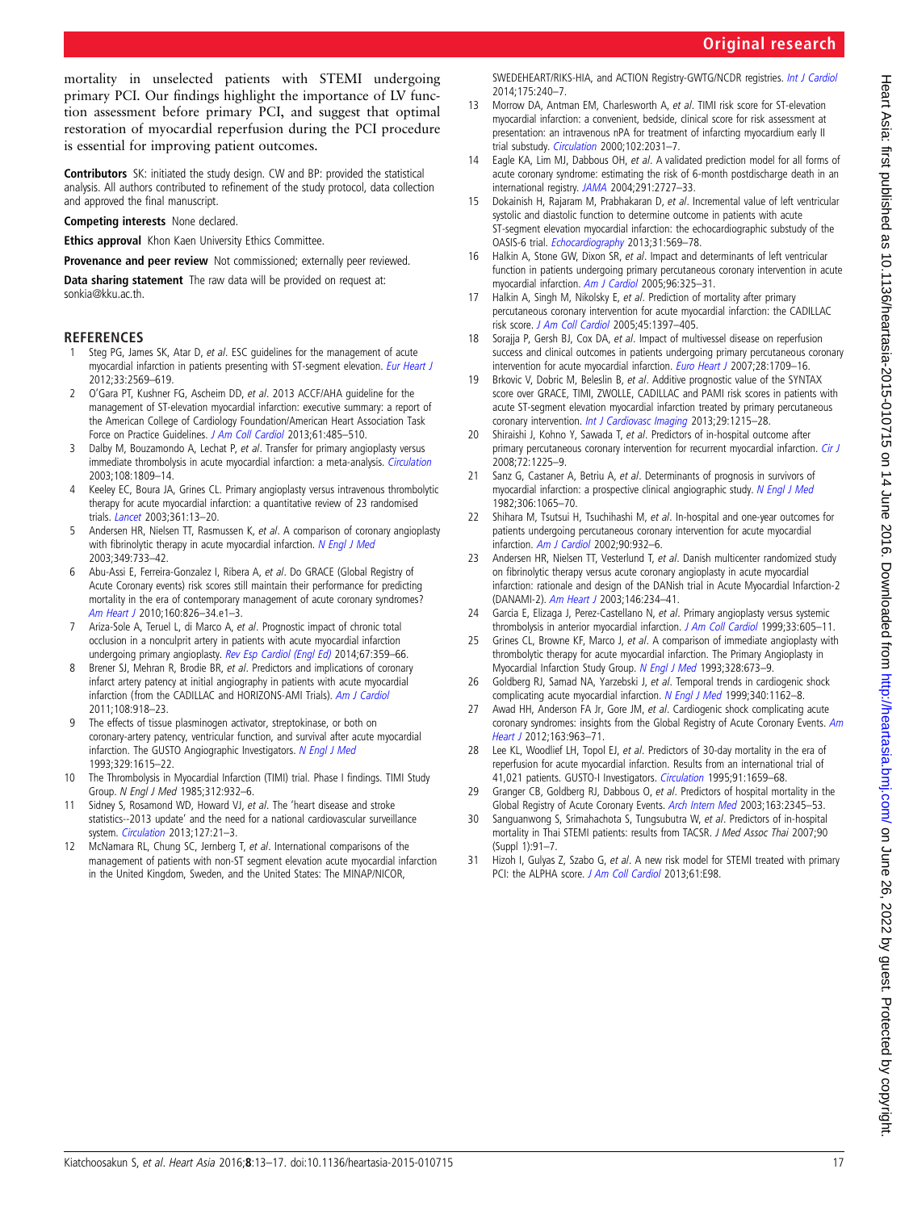mortality in unselected patients with STEMI undergoing primary PCI. Our findings highlight the importance of LV function assessment before primary PCI, and suggest that optimal restoration of myocardial reperfusion during the PCI procedure is essential for improving patient outcomes.

**Contributors** SK: initiated the study design. CW and BP: provided the statistical analysis. All authors contributed to refinement of the study protocol, data collection and approved the final manuscript.

**Competing interests** None declared.

**Ethics approval** Khon Kaen University Ethics Committee.

**Provenance and peer review** Not commissioned; externally peer reviewed.

**Data sharing statement** The raw data will be provided on request at: sonkia@kku.ac.th.

## REFERENCES

1. Steg PG, James SK, Atar D, *et al*. ESC guidelines for the management of acute myocardial infarction in patients presenting with ST-segment elevation. *Eur Heart J* 2012;33:2569–619.
2. O'Gara PT, Kushner FG, Ascheim DD, *et al*. 2013 ACCF/AHA guideline for the management of ST-elevation myocardial infarction: executive summary: a report of the American College of Cardiology Foundation/American Heart Association Task Force on Practice Guidelines. *J Am Coll Cardiol* 2013;61:485–510.
3. Dalby M, Bouzamondo A, Lechat P, *et al*. Transfer for primary angioplasty versus immediate thrombolysis in acute myocardial infarction: a meta-analysis. *Circulation* 2003;108:1809–14.
4. Keeley EC, Boura JA, Grines CL. Primary angioplasty versus intravenous thrombolytic therapy for acute myocardial infarction: a quantitative review of 23 randomised trials. *Lancet* 2003;361:13–20.
5. Andersen HR, Nielsen TT, Rasmussen K, *et al*. A comparison of coronary angioplasty with fibrinolytic therapy in acute myocardial infarction. *N Engl J Med* 2003;349:733–42.
6. Abu-Assi E, Ferreira-Gonzalez I, Ribera A, *et al*. Do GRACE (Global Registry of Acute Coronary events) risk scores still maintain their performance for predicting mortality in the era of contemporary management of acute coronary syndromes? *Am Heart J* 2010;160:826–34.e1–3.
7. Ariza-Sole A, Teruel L, di Marco A, *et al*. Prognostic impact of chronic total occlusion in a nonculprit artery in patients with acute myocardial infarction undergoing primary angioplasty. *Rev Esp Cardiol (Engl Ed)* 2014;67:359–66.
8. Brener SJ, Mehran R, Brodie BR, *et al*. Predictors and implications of coronary infarct artery patency at initial angiography in patients with acute myocardial infarction (from the CADILLAC and HORIZONS-AMI Trials). *Am J Cardiol* 2011;108:918–23.
9. The effects of tissue plasminogen activator, streptokinase, or both on coronary-artery patency, ventricular function, and survival after acute myocardial infarction. The GUSTO Angiographic Investigators. *N Engl J Med* 1993;329:1615–22.
10. The Thrombolysis in Myocardial Infarction (TIMI) trial. Phase I findings. TIMI Study Group. *N Engl J Med* 1985;312:932–6.
11. Sidney S, Rosamond WD, Howard VJ, *et al*. The 'heart disease and stroke statistics--2013 update' and the need for a national cardiovascular surveillance system. *Circulation* 2013;127:21–3.
12. McNamara RL, Chung SC, Jernberg T, *et al*. International comparisons of the management of patients with non-ST segment elevation acute myocardial infarction in the United Kingdom, Sweden, and the United States: The MINAP/NICOR, SWEDEHEART/RIKS-HIA, and ACTION Registry-GWTG/NCDR registries. *Int J Cardiol* 2014;175:240–7.
13. Morrow DA, Antman EM, Charlesworth A, *et al*. TIMI risk score for ST-elevation myocardial infarction: a convenient, bedside, clinical score for risk assessment at presentation: an intravenous nPA for treatment of infarcting myocardium early II trial substudy. *Circulation* 2000;102:2031–7.
14. Eagle KA, Lim MJ, Dabbous OH, *et al*. A validated prediction model for all forms of acute coronary syndrome: estimating the risk of 6-month postdischarge death in an international registry. *JAMA* 2004;291:2727–33.
15. Dokainish H, Rajaram M, Prabhakaran D, *et al*. Incremental value of left ventricular systolic and diastolic function to determine outcome in patients with acute ST-segment elevation myocardial infarction: the echocardiographic substudy of the OASIS-6 trial. *Echocardiography* 2013;31:569–78.
16. Halkin A, Stone GW, Dixon SR, *et al*. Impact and determinants of left ventricular function in patients undergoing primary percutaneous coronary intervention in acute myocardial infarction. *Am J Cardiol* 2005;96:325–31.
17. Halkin A, Singh M, Nikolsky E, *et al*. Prediction of mortality after primary percutaneous coronary intervention for acute myocardial infarction: the CADILLAC risk score. *J Am Coll Cardiol* 2005;45:1397–405.
18. Sorajja P, Gersh BJ, Cox DA, *et al*. Impact of multivessel disease on reperfusion success and clinical outcomes in patients undergoing primary percutaneous coronary intervention for acute myocardial infarction. *Euro Heart J* 2007;28:1709–16.
19. Brkovic V, Dobric M, Beleslin B, *et al*. Additive prognostic value of the SYNTAX score over GRACE, TIMI, ZWOLLE, CADILLAC and PAMI risk scores in patients with acute ST-segment elevation myocardial infarction treated by primary percutaneous coronary intervention. *Int J Cardiovasc Imaging* 2013;29:1215–28.
20. Shiraishi J, Kohno Y, Sawada T, *et al*. Predictors of in-hospital outcome after primary percutaneous coronary intervention for recurrent myocardial infarction. *Cir J* 2008;72:1225–9.
21. Sanz G, Castaner A, Betriu A, *et al*. Determinants of prognosis in survivors of myocardial infarction: a prospective clinical angiographic study. *N Engl J Med* 1982;306:1065–70.
22. Shihara M, Tsutsui H, Tsuchihashi M, *et al*. In-hospital and one-year outcomes for patients undergoing percutaneous coronary intervention for acute myocardial infarction. *Am J Cardiol* 2002;90:932–6.
23. Andersen HR, Nielsen TT, Vesterlund T, *et al*. Danish multicenter randomized study on fibrinolytic therapy versus acute coronary angioplasty in acute myocardial infarction: rationale and design of the DANish trial in Acute Myocardial Infarction-2 (DANAMI-2). *Am Heart J* 2003;146:234–41.
24. Garcia E, Elizaga J, Perez-Castellano N, *et al*. Primary angioplasty versus systemic thrombolysis in anterior myocardial infarction. *J Am Coll Cardiol* 1999;33:605–11.
25. Grines CL, Browne KF, Marco J, *et al*. A comparison of immediate angioplasty with thrombolytic therapy for acute myocardial infarction. The Primary Angioplasty in Myocardial Infarction Study Group. *N Engl J Med* 1993;328:673–9.
26. Goldberg RJ, Samad NA, Yarzebski J, *et al*. Temporal trends in cardiogenic shock complicating acute myocardial infarction. *N Engl J Med* 1999;340:1162–8.
27. Awad HH, Anderson FA Jr, Gore JM, *et al*. Cardiogenic shock complicating acute coronary syndromes: insights from the Global Registry of Acute Coronary Events. *Am Heart J* 2012;163:963–71.
28. Lee KL, Woodlief LH, Topol EJ, *et al*. Predictors of 30-day mortality in the era of reperfusion for acute myocardial infarction. Results from an international trial of 41,021 patients. GUSTO-I Investigators. *Circulation* 1995;91:1659–68.
29. Granger CB, Goldberg RJ, Dabbous O, *et al*. Predictors of hospital mortality in the Global Registry of Acute Coronary Events. *Arch Intern Med* 2003;163:2345–53.
30. Sanguanwong S, Srimahachota S, Tungsubutra W, *et al*. Predictors of in-hospital mortality in Thai STEMI patients: results from TACSR. *J Med Assoc Thai* 2007;90 (Suppl 1):91–7.
31. Hizoh I, Gulyas Z, Szabo G, *et al*. A new risk model for STEMI treated with primary PCI: the ALPHA score. *J Am Coll Cardiol* 2013;61:E98.